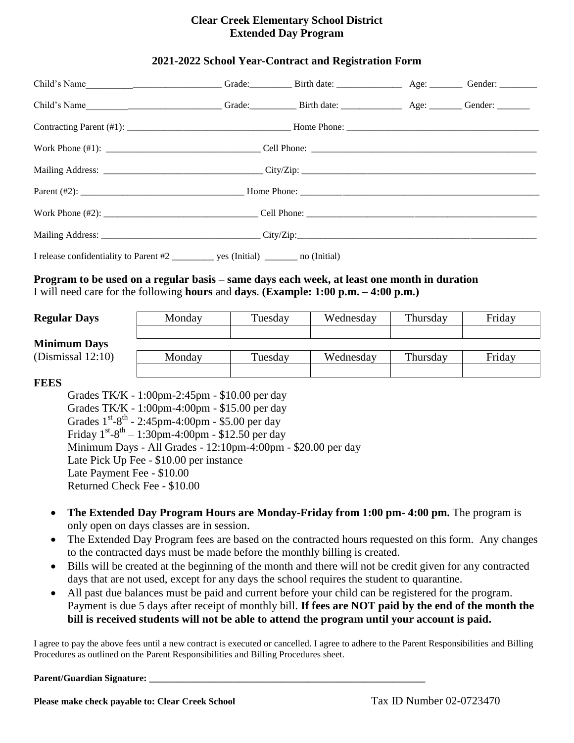**Clear Creek Elementary School District**
**Extended Day Program**

**2021-2022 School Year-Contract and Registration Form**

Child's Name\_\_\_\_\_\_\_\_\_\_\_\_\_\_\_\_\_\_\_\_\_\_\_\_\_\_\_\_\_\_ Grade:\_\_\_\_\_\_\_\_\_ Birth date: \_\_\_\_\_\_\_\_\_\_\_\_\_\_ Age: \_\_\_\_\_\_\_ Gender: \_\_\_\_\_\_\_\_

Child's Name\_\_\_\_\_\_\_\_\_\_\_\_\_\_\_\_\_\_\_\_\_\_\_\_\_\_\_\_\_\_ Grade:\_\_\_\_\_\_\_\_\_\_ Birth date: \_\_\_\_\_\_\_\_\_\_\_\_\_ Age: \_\_\_\_\_\_\_ Gender: \_\_\_\_\_\_\_

Contracting Parent (#1): \_\_\_\_\_\_\_\_\_\_\_\_\_\_\_\_\_\_\_\_\_\_\_\_\_\_\_\_\_\_\_\_\_\_ Home Phone: \_\_\_\_\_\_\_\_\_\_\_\_\_\_\_\_\_\_\_\_\_\_\_\_\_\_\_\_\_\_\_\_\_\_\_\_\_\_\_\_

Work Phone (#1): \_\_\_\_\_\_\_\_\_\_\_\_\_\_\_\_\_\_\_\_\_\_\_\_\_\_\_\_\_\_\_\_\_ Cell Phone: \_\_\_\_\_\_\_\_\_\_\_\_\_\_\_\_\_\_\_\_\_\_\_\_\_\_\_\_\_\_\_\_\_\_\_\_\_\_\_\_\_\_\_\_\_\_\_\_

Mailing Address: \_\_\_\_\_\_\_\_\_\_\_\_\_\_\_\_\_\_\_\_\_\_\_\_\_\_\_\_\_\_\_\_\_\_ City/Zip: \_\_\_\_\_\_\_\_\_\_\_\_\_\_\_\_\_\_\_\_\_\_\_\_\_\_\_\_\_\_\_\_\_\_\_\_\_\_\_\_\_\_\_\_\_\_\_\_\_\_

Parent (#2): \_\_\_\_\_\_\_\_\_\_\_\_\_\_\_\_\_\_\_\_\_\_\_\_\_\_\_\_\_\_\_\_\_\_\_\_ Home Phone: \_\_\_\_\_\_\_\_\_\_\_\_\_\_\_\_\_\_\_\_\_\_\_\_\_\_\_\_\_\_\_\_\_\_\_\_\_\_\_\_\_\_\_\_\_\_\_\_\_\_\_\_

Work Phone (#2): \_\_\_\_\_\_\_\_\_\_\_\_\_\_\_\_\_\_\_\_\_\_\_\_\_\_\_\_\_\_\_\_\_ Cell Phone: \_\_\_\_\_\_\_\_\_\_\_\_\_\_\_\_\_\_\_\_\_\_\_\_\_\_\_\_\_\_\_\_\_\_\_\_\_\_\_\_\_\_\_\_\_\_\_\_\_\_

Mailing Address: \_\_\_\_\_\_\_\_\_\_\_\_\_\_\_\_\_\_\_\_\_\_\_\_\_\_\_\_\_\_\_\_\_\_\_ City/Zip:\_\_\_\_\_\_\_\_\_\_\_\_\_\_\_\_\_\_\_\_\_\_\_\_\_\_\_\_\_\_\_\_\_\_\_\_\_\_\_\_\_\_\_\_\_\_\_\_\_\_\_\_

I release confidentiality to Parent #2 \_\_\_\_\_\_\_\_\_ yes (Initial) \_\_\_\_\_\_\_ no (Initial)

**Program to be used on a regular basis – same days each week, at least one month in duration**
I will need care for the following **hours** and **days**. **(Example: 1:00 p.m. – 4:00 p.m.)**

| **Regular Days** | Monday | Tuesday | Wednesday | Thursday | Friday |
|---|---|---|---|---|---|
| | | | | | |

| **Minimum Days** (Dismissal 12:10) | Monday | Tuesday | Wednesday | Thursday | Friday |
|---|---|---|---|---|---|
| | | | | | |

**FEES**

Grades TK/K - 1:00pm-2:45pm - $10.00 per day
Grades TK/K - 1:00pm-4:00pm - $15.00 per day
Grades 1st-8th - 2:45pm-4:00pm - $5.00 per day
Friday 1st-8th – 1:30pm-4:00pm - $12.50 per day
Minimum Days - All Grades - 12:10pm-4:00pm - $20.00 per day
Late Pick Up Fee - $10.00 per instance
Late Payment Fee - $10.00
Returned Check Fee - $10.00

- **The Extended Day Program Hours are Monday-Friday from 1:00 pm- 4:00 pm.** The program is only open on days classes are in session.
- The Extended Day Program fees are based on the contracted hours requested on this form. Any changes to the contracted days must be made before the monthly billing is created.
- Bills will be created at the beginning of the month and there will not be credit given for any contracted days that are not used, except for any days the school requires the student to quarantine.
- All past due balances must be paid and current before your child can be registered for the program. Payment is due 5 days after receipt of monthly bill. **If fees are NOT paid by the end of the month the bill is received students will not be able to attend the program until your account is paid.**

I agree to pay the above fees until a new contract is executed or cancelled. I agree to adhere to the Parent Responsibilities and Billing Procedures as outlined on the Parent Responsibilities and Billing Procedures sheet.

**Parent/Guardian Signature: \_\_\_\_\_\_\_\_\_\_\_\_\_\_\_\_\_\_\_\_\_\_\_\_\_\_\_\_\_\_\_\_\_\_\_\_\_\_\_\_\_\_\_\_\_\_\_\_\_\_\_\_\_\_\_\_\_\_\_\_**

**Please make check payable to: Clear Creek School** Tax ID Number 02-0723470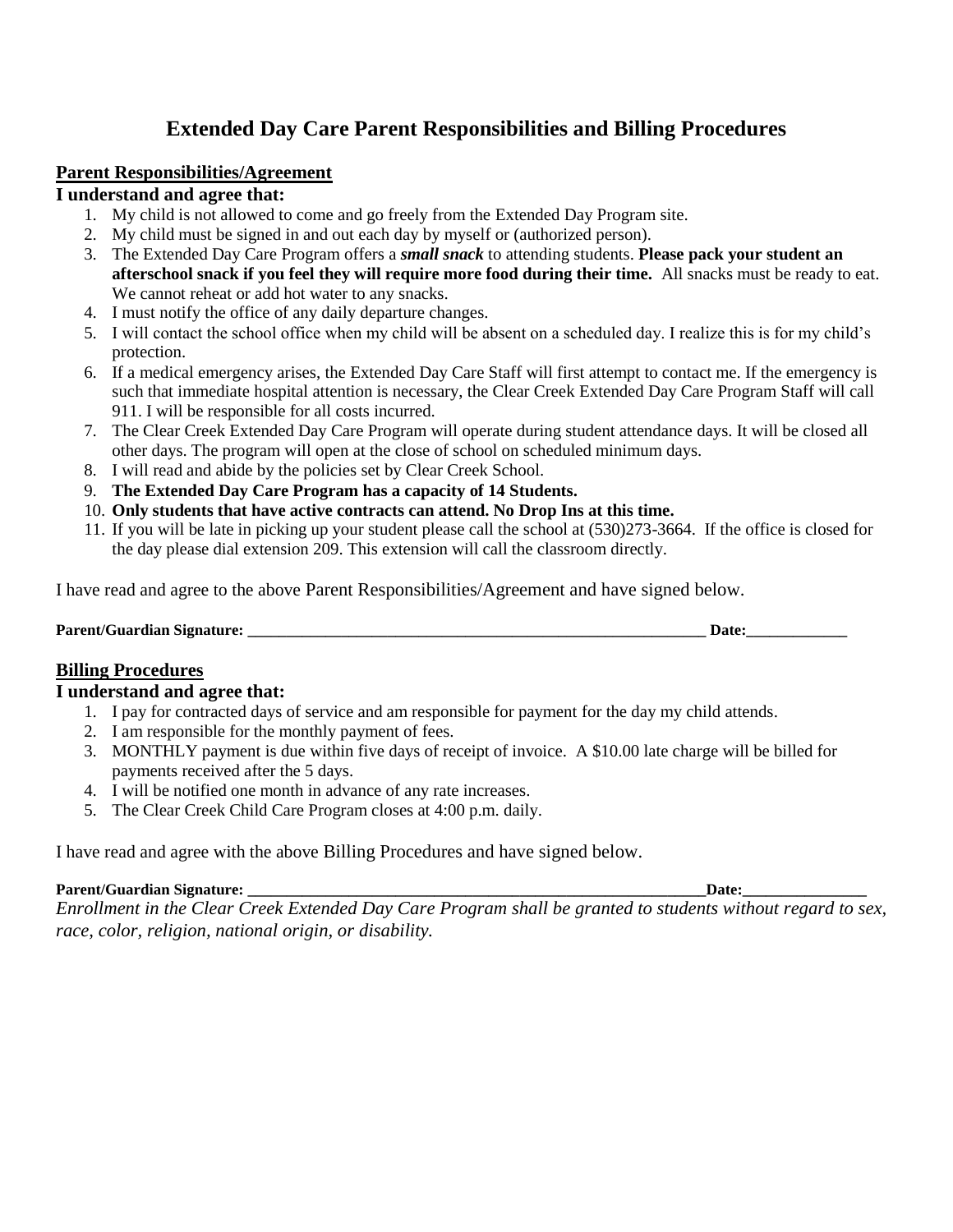# Extended Day Care Parent Responsibilities and Billing Procedures

## Parent Responsibilities/Agreement

**I understand and agree that:**

1. My child is not allowed to come and go freely from the Extended Day Program site.
2. My child must be signed in and out each day by myself or (authorized person).
3. The Extended Day Care Program offers a ***small snack*** to attending students. **Please pack your student an afterschool snack if you feel they will require more food during their time.** All snacks must be ready to eat. We cannot reheat or add hot water to any snacks.
4. I must notify the office of any daily departure changes.
5. I will contact the school office when my child will be absent on a scheduled day. I realize this is for my child's protection.
6. If a medical emergency arises, the Extended Day Care Staff will first attempt to contact me. If the emergency is such that immediate hospital attention is necessary, the Clear Creek Extended Day Care Program Staff will call 911. I will be responsible for all costs incurred.
7. The Clear Creek Extended Day Care Program will operate during student attendance days. It will be closed all other days. The program will open at the close of school on scheduled minimum days.
8. I will read and abide by the policies set by Clear Creek School.
9. **The Extended Day Care Program has a capacity of 14 Students.**
10. **Only students that have active contracts can attend. No Drop Ins at this time.**
11. If you will be late in picking up your student please call the school at (530)273-3664. If the office is closed for the day please dial extension 209. This extension will call the classroom directly.

I have read and agree to the above Parent Responsibilities/Agreement and have signed below.

**Parent/Guardian Signature: _______________________________________________________________ Date:_____________**

## Billing Procedures

**I understand and agree that:**

1. I pay for contracted days of service and am responsible for payment for the day my child attends.
2. I am responsible for the monthly payment of fees.
3. MONTHLY payment is due within five days of receipt of invoice. A $10.00 late charge will be billed for payments received after the 5 days.
4. I will be notified one month in advance of any rate increases.
5. The Clear Creek Child Care Program closes at 4:00 p.m. daily.

I have read and agree with the above Billing Procedures and have signed below.

**Parent/Guardian Signature: ____________________________________________________________Date:_______________**

*Enrollment in the Clear Creek Extended Day Care Program shall be granted to students without regard to sex, race, color, religion, national origin, or disability.*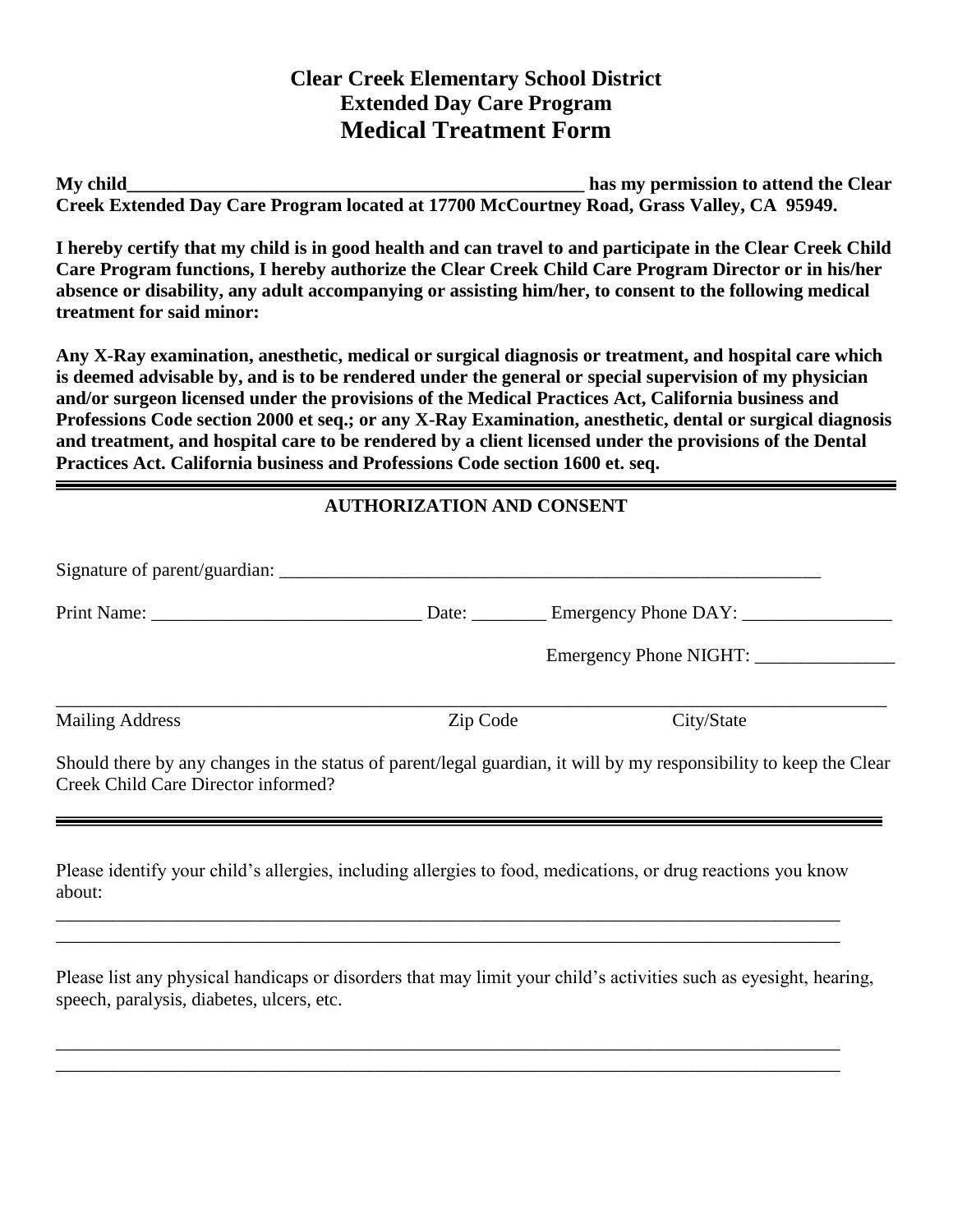# Clear Creek Elementary School District
## Extended Day Care Program
## Medical Treatment Form

**My child\_\_\_\_\_\_\_\_\_\_\_\_\_\_\_\_\_\_\_\_\_\_\_\_\_\_\_\_\_\_\_\_\_\_\_\_\_\_\_\_\_\_\_\_\_\_\_\_\_\_\_\_ has my permission to attend the Clear Creek Extended Day Care Program located at 17700 McCourtney Road, Grass Valley, CA 95949.**

**I hereby certify that my child is in good health and can travel to and participate in the Clear Creek Child Care Program functions, I hereby authorize the Clear Creek Child Care Program Director or in his/her absence or disability, any adult accompanying or assisting him/her, to consent to the following medical treatment for said minor:**

**Any X-Ray examination, anesthetic, medical or surgical diagnosis or treatment, and hospital care which is deemed advisable by, and is to be rendered under the general or special supervision of my physician and/or surgeon licensed under the provisions of the Medical Practices Act, California business and Professions Code section 2000 et seq.; or any X-Ray Examination, anesthetic, dental or surgical diagnosis and treatment, and hospital care to be rendered by a client licensed under the provisions of the Dental Practices Act. California business and Professions Code section 1600 et. seq.**

---

### AUTHORIZATION AND CONSENT

Signature of parent/guardian: \_\_\_\_\_\_\_\_\_\_\_\_\_\_\_\_\_\_\_\_\_\_\_\_\_\_\_\_\_\_\_\_\_\_\_\_\_\_\_\_\_\_\_\_\_\_\_\_\_\_\_\_\_\_\_\_\_\_\_\_

Print Name: \_\_\_\_\_\_\_\_\_\_\_\_\_\_\_\_\_\_\_\_\_\_\_\_\_\_\_\_\_\_ Date: \_\_\_\_\_\_\_\_ Emergency Phone DAY: \_\_\_\_\_\_\_\_\_\_\_\_\_\_\_\_

Emergency Phone NIGHT: \_\_\_\_\_\_\_\_\_\_\_\_\_\_\_\_

\_\_\_\_\_\_\_\_\_\_\_\_\_\_\_\_\_\_\_\_\_\_\_\_\_\_\_\_\_\_\_\_\_\_\_\_\_\_\_\_\_\_\_\_\_\_\_\_\_\_\_\_\_\_\_\_\_\_\_\_\_\_\_\_\_\_\_\_\_\_\_\_\_\_\_\_\_\_\_\_\_\_\_\_

Mailing Address Zip Code City/State

Should there by any changes in the status of parent/legal guardian, it will by my responsibility to keep the Clear Creek Child Care Director informed?

---

Please identify your child's allergies, including allergies to food, medications, or drug reactions you know about:

\_\_\_\_\_\_\_\_\_\_\_\_\_\_\_\_\_\_\_\_\_\_\_\_\_\_\_\_\_\_\_\_\_\_\_\_\_\_\_\_\_\_\_\_\_\_\_\_\_\_\_\_\_\_\_\_\_\_\_\_\_\_\_\_\_\_\_\_\_\_\_\_\_\_\_\_\_\_\_\_\_\_\_\_

\_\_\_\_\_\_\_\_\_\_\_\_\_\_\_\_\_\_\_\_\_\_\_\_\_\_\_\_\_\_\_\_\_\_\_\_\_\_\_\_\_\_\_\_\_\_\_\_\_\_\_\_\_\_\_\_\_\_\_\_\_\_\_\_\_\_\_\_\_\_\_\_\_\_\_\_\_\_\_\_\_\_\_\_

Please list any physical handicaps or disorders that may limit your child's activities such as eyesight, hearing, speech, paralysis, diabetes, ulcers, etc.

\_\_\_\_\_\_\_\_\_\_\_\_\_\_\_\_\_\_\_\_\_\_\_\_\_\_\_\_\_\_\_\_\_\_\_\_\_\_\_\_\_\_\_\_\_\_\_\_\_\_\_\_\_\_\_\_\_\_\_\_\_\_\_\_\_\_\_\_\_\_\_\_\_\_\_\_\_\_\_\_\_\_\_\_

\_\_\_\_\_\_\_\_\_\_\_\_\_\_\_\_\_\_\_\_\_\_\_\_\_\_\_\_\_\_\_\_\_\_\_\_\_\_\_\_\_\_\_\_\_\_\_\_\_\_\_\_\_\_\_\_\_\_\_\_\_\_\_\_\_\_\_\_\_\_\_\_\_\_\_\_\_\_\_\_\_\_\_\_